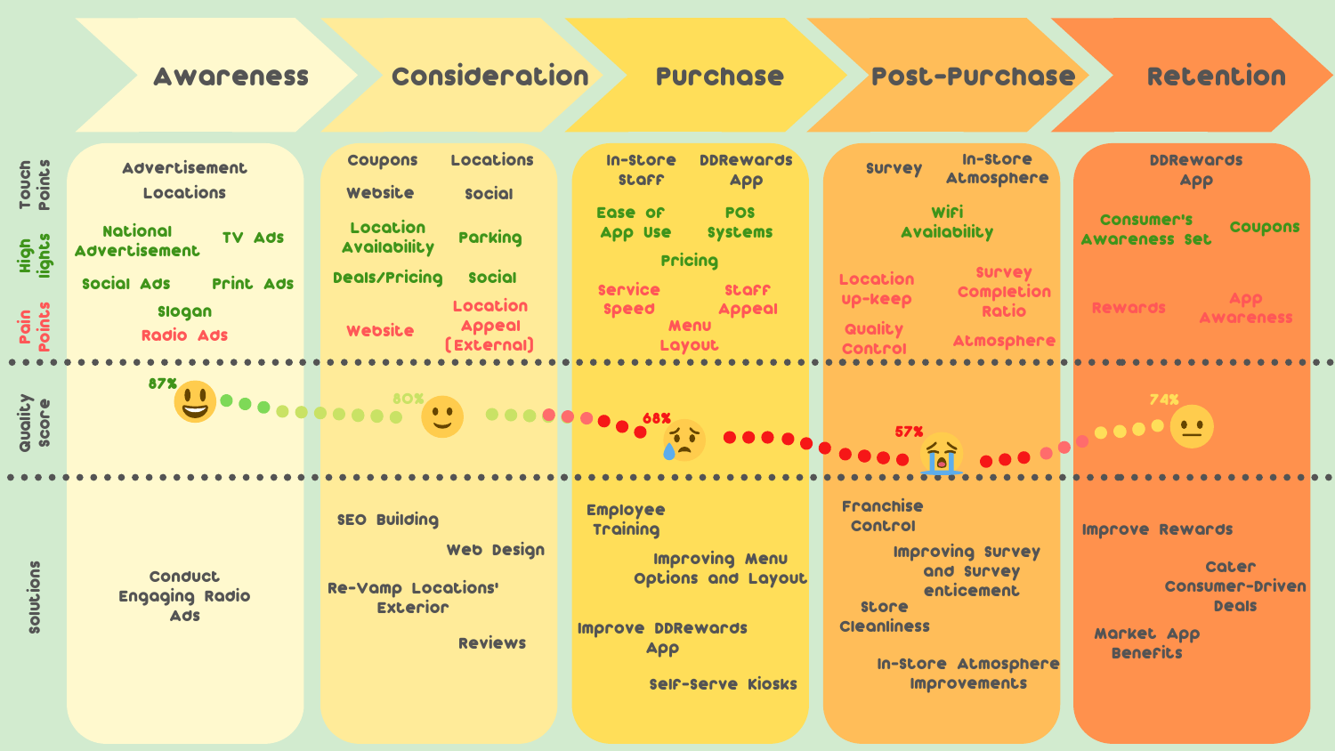| | Awareness | Consideration | Purchase | Post-Purchase | Retention |
|---|---|---|---|---|---|
| Touch Points | Advertisement Locations | Coupons, Locations, Website, Social | In-Store Staff, DDRewards App | Survey, In-Store Atmosphere | DDRewards App |
| High lights | National Advertisement, TV Ads, Social Ads, Print Ads, Slogan | Location Availability, Parking, Deals/Pricing, Social | Ease of App Use, POS Systems, Pricing | Wifi Availability | Consumer's Awareness Set, Coupons |
| Pain Points | Radio Ads | Website, Location Appeal (External) | Service Speed, Staff Appeal, Menu Layout | Location up-keep, Survey Completion Ratio, Quality Control, Atmosphere | Rewards, App Awareness |
| Quality Score | 87% | 80% | 68% | 57% | 74% |
| Solutions | Conduct Engaging Radio Ads | SEO Building, Web Design, Re-Vamp Locations' Exterior, Reviews | Employee Training, Improving Menu Options and Layout, Improve DDRewards App, Self-Serve Kiosks | Franchise Control, Improving Survey and Survey enticement, Store Cleanliness, In-Store Atmosphere Improvements | Improve Rewards, Cater Consumer-Driven Deals, Market App Benefits |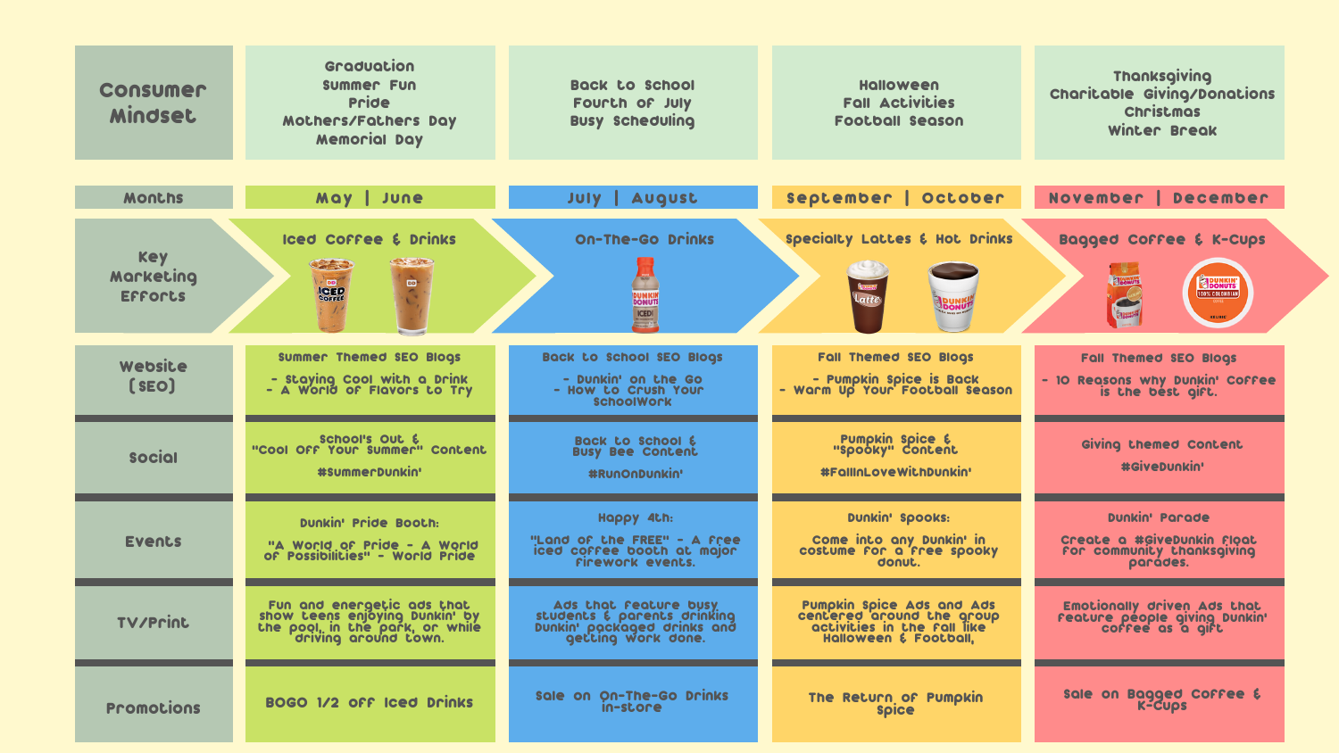| | May \| June | July \| August | September \| October | November \| December |
|---|---|---|---|---|
| **Consumer Mindset** | Graduation<br>Summer Fun<br>Pride<br>Mothers/Fathers Day<br>Memorial Day | Back to School<br>Fourth of July<br>Busy Scheduling | Halloween<br>Fall Activities<br>Football Season | Thanksgiving<br>Charitable Giving/Donations<br>Christmas<br>Winter Break |
| **Key Marketing Efforts** | Iced Coffee & Drinks | On-The-Go Drinks | Specialty Lattes & Hot Drinks | Bagged Coffee & K-Cups |
| **Website (SEO)** | Summer Themed SEO Blogs<br>- Staying Cool with a Drink<br>- A World of Flavors to Try | Back to School SEO Blogs<br>- Dunkin' on the Go<br>- How to Crush Your Schoolwork | Fall Themed SEO Blogs<br>- Pumpkin Spice is Back<br>- Warm Up Your Football Season | Fall Themed SEO Blogs<br>- 10 Reasons why Dunkin' Coffee is the best gift. |
| **Social** | School's Out & "Cool Off Your Summer" Content<br>#SummerDunkin' | Back to School & Busy Bee Content<br>#RunOnDunkin' | Pumpkin Spice & "Spooky" Content<br>#FallInLoveWithDunkin' | Giving themed Content<br>#GiveDunkin' |
| **Events** | Dunkin' Pride Booth:<br>"A World of Pride - A World of Possibilities" - World Pride | Happy 4th:<br>"Land of the FREE" - A free iced coffee booth at major firework events. | Dunkin' Spooks:<br>Come into any Dunkin' in costume for a free spooky donut. | Dunkin' Parade<br>Create a #GiveDunkin float for community thanksgiving parades. |
| **TV/Print** | Fun and energetic ads that show teens enjoying Dunkin' by the pool, in the park, or while driving around town. | Ads that feature busy students & parents drinking Dunkin' packaged drinks and getting work done. | Pumpkin Spice Ads and Ads centered around the group activities in the fall like Halloween & Football, | Emotionally driven Ads that feature people giving Dunkin' coffee as a gift |
| **Promotions** | BOGO 1/2 off Iced Drinks | Sale on On-The-Go Drinks in-store | The Return of Pumpkin Spice | Sale on Bagged Coffee & K-Cups |